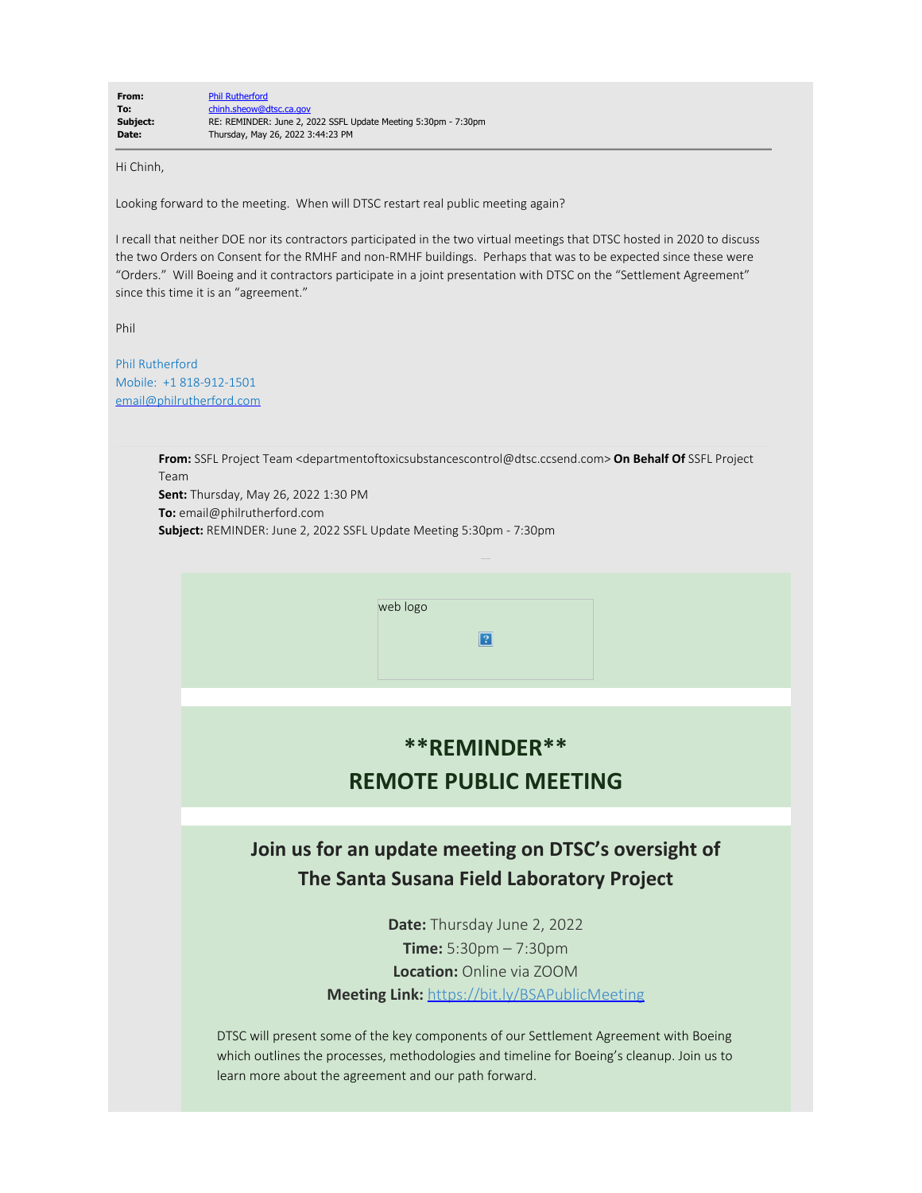**From:** Phil Rutherford
**To:** chinh.sheow@dtsc.ca.gov
**Subject:** RE: REMINDER: June 2, 2022 SSFL Update Meeting 5:30pm - 7:30pm
**Date:** Thursday, May 26, 2022 3:44:23 PM

Hi Chinh,

Looking forward to the meeting. When will DTSC restart real public meeting again?

I recall that neither DOE nor its contractors participated in the two virtual meetings that DTSC hosted in 2020 to discuss the two Orders on Consent for the RMHF and non-RMHF buildings. Perhaps that was to be expected since these were "Orders." Will Boeing and it contractors participate in a joint presentation with DTSC on the "Settlement Agreement" since this time it is an "agreement."

Phil

Phil Rutherford
Mobile: +1 818-912-1501
email@philrutherford.com

**From:** SSFL Project Team <departmentoftoxicsubstancescontrol@dtsc.ccsend.com> **On Behalf Of** SSFL Project Team
**Sent:** Thursday, May 26, 2022 1:30 PM
**To:** email@philrutherford.com
**Subject:** REMINDER: June 2, 2022 SSFL Update Meeting 5:30pm - 7:30pm

web logo

## **REMINDER**
## REMOTE PUBLIC MEETING

### Join us for an update meeting on DTSC's oversight of The Santa Susana Field Laboratory Project

**Date:** Thursday June 2, 2022
**Time:** 5:30pm – 7:30pm
**Location:** Online via ZOOM
**Meeting Link:** https://bit.ly/BSAPublicMeeting

DTSC will present some of the key components of our Settlement Agreement with Boeing which outlines the processes, methodologies and timeline for Boeing's cleanup. Join us to learn more about the agreement and our path forward.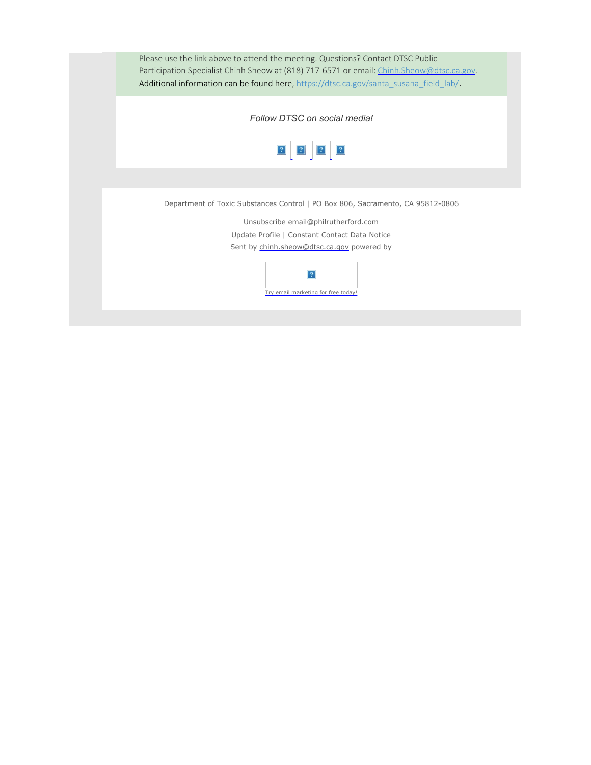Please use the link above to attend the meeting. Questions? Contact DTSC Public Participation Specialist Chinh Sheow at (818) 717-6571 or email: Chinh.Sheow@dtsc.ca.gov. Additional information can be found here, https://dtsc.ca.gov/santa_susana_field_lab/.

*Follow DTSC on social media!*

Department of Toxic Substances Control | PO Box 806, Sacramento, CA 95812-0806

Unsubscribe email@philrutherford.com

Update Profile | Constant Contact Data Notice

Sent by chinh.sheow@dtsc.ca.gov powered by

Try email marketing for free today!